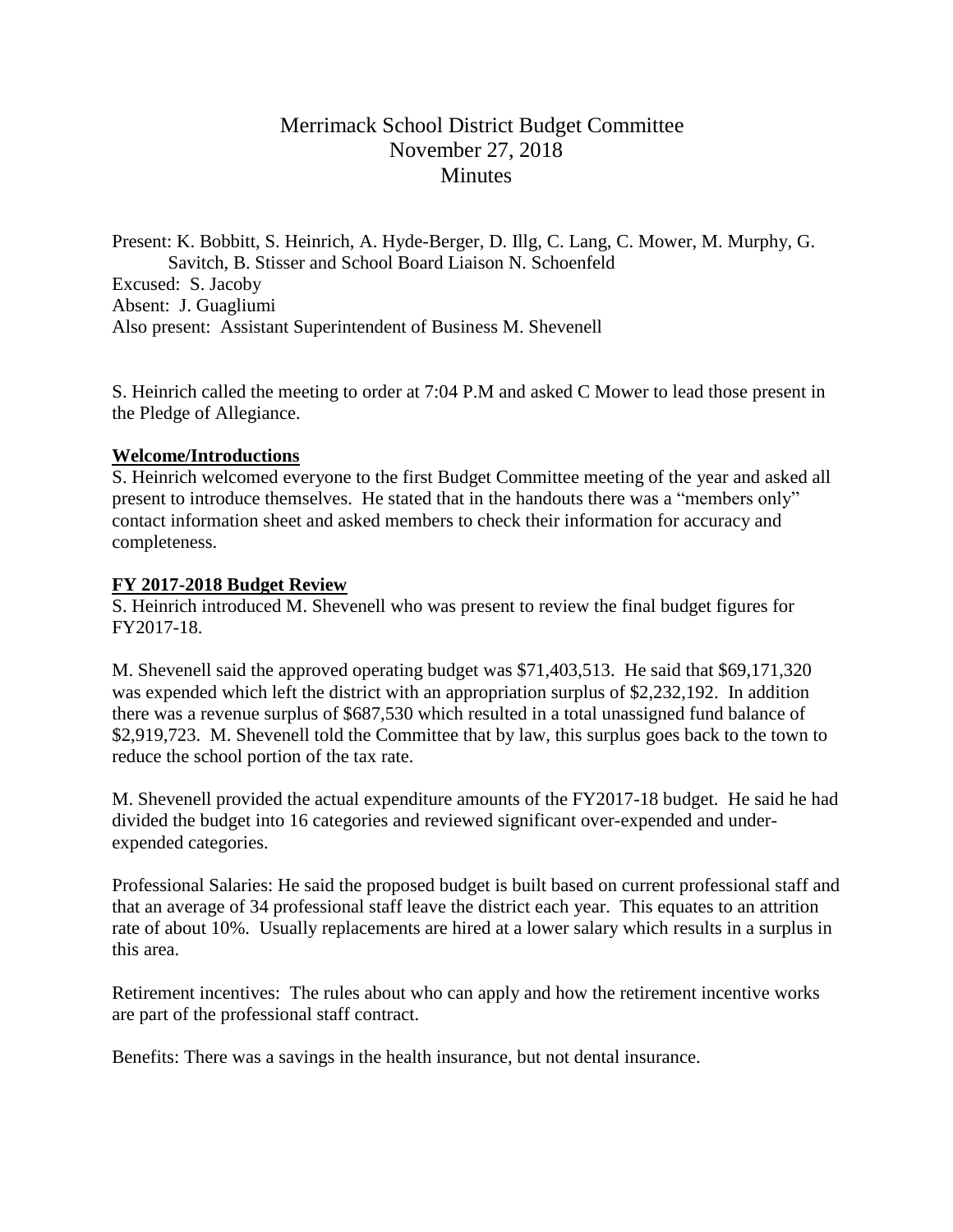# Merrimack School District Budget Committee
## November 27, 2018
## Minutes

Present: K. Bobbitt, S. Heinrich, A. Hyde-Berger, D. Illg, C. Lang, C. Mower, M. Murphy, G. Savitch, B. Stisser and School Board Liaison N. Schoenfeld
Excused: S. Jacoby
Absent: J. Guagliumi
Also present: Assistant Superintendent of Business M. Shevenell

S. Heinrich called the meeting to order at 7:04 P.M and asked C Mower to lead those present in the Pledge of Allegiance.

**Welcome/Introductions**

S. Heinrich welcomed everyone to the first Budget Committee meeting of the year and asked all present to introduce themselves. He stated that in the handouts there was a "members only" contact information sheet and asked members to check their information for accuracy and completeness.

**FY 2017-2018 Budget Review**

S. Heinrich introduced M. Shevenell who was present to review the final budget figures for FY2017-18.

M. Shevenell said the approved operating budget was $71,403,513. He said that $69,171,320 was expended which left the district with an appropriation surplus of $2,232,192. In addition there was a revenue surplus of $687,530 which resulted in a total unassigned fund balance of $2,919,723. M. Shevenell told the Committee that by law, this surplus goes back to the town to reduce the school portion of the tax rate.

M. Shevenell provided the actual expenditure amounts of the FY2017-18 budget. He said he had divided the budget into 16 categories and reviewed significant over-expended and under-expended categories.

Professional Salaries: He said the proposed budget is built based on current professional staff and that an average of 34 professional staff leave the district each year. This equates to an attrition rate of about 10%. Usually replacements are hired at a lower salary which results in a surplus in this area.

Retirement incentives: The rules about who can apply and how the retirement incentive works are part of the professional staff contract.

Benefits: There was a savings in the health insurance, but not dental insurance.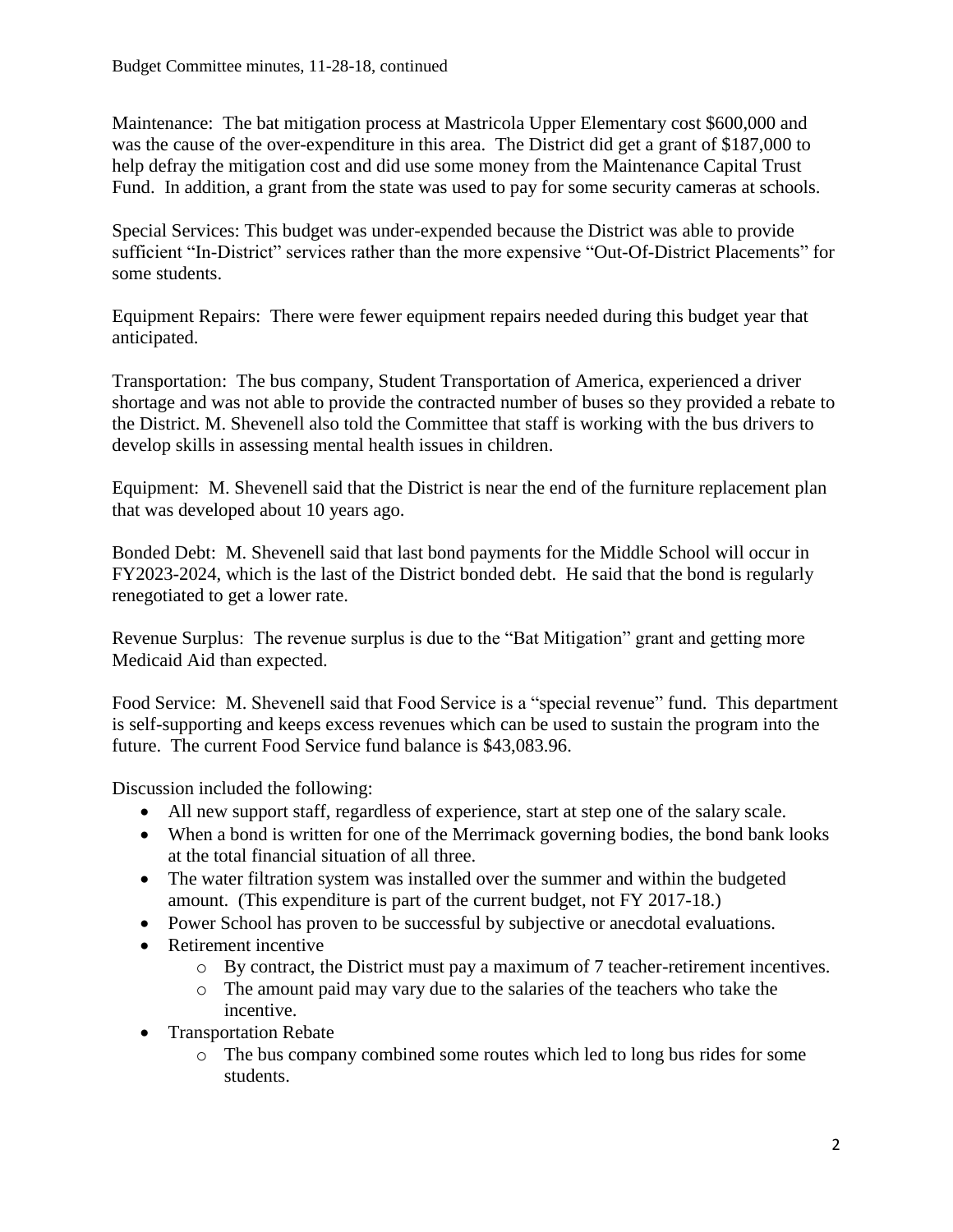Maintenance: The bat mitigation process at Mastricola Upper Elementary cost $600,000 and was the cause of the over-expenditure in this area. The District did get a grant of $187,000 to help defray the mitigation cost and did use some money from the Maintenance Capital Trust Fund. In addition, a grant from the state was used to pay for some security cameras at schools.

Special Services: This budget was under-expended because the District was able to provide sufficient "In-District" services rather than the more expensive "Out-Of-District Placements" for some students.

Equipment Repairs: There were fewer equipment repairs needed during this budget year that anticipated.

Transportation: The bus company, Student Transportation of America, experienced a driver shortage and was not able to provide the contracted number of buses so they provided a rebate to the District. M. Shevenell also told the Committee that staff is working with the bus drivers to develop skills in assessing mental health issues in children.

Equipment: M. Shevenell said that the District is near the end of the furniture replacement plan that was developed about 10 years ago.

Bonded Debt: M. Shevenell said that last bond payments for the Middle School will occur in FY2023-2024, which is the last of the District bonded debt. He said that the bond is regularly renegotiated to get a lower rate.

Revenue Surplus: The revenue surplus is due to the "Bat Mitigation" grant and getting more Medicaid Aid than expected.

Food Service: M. Shevenell said that Food Service is a "special revenue" fund. This department is self-supporting and keeps excess revenues which can be used to sustain the program into the future. The current Food Service fund balance is $43,083.96.

Discussion included the following:

- All new support staff, regardless of experience, start at step one of the salary scale.
- When a bond is written for one of the Merrimack governing bodies, the bond bank looks at the total financial situation of all three.
- The water filtration system was installed over the summer and within the budgeted amount. (This expenditure is part of the current budget, not FY 2017-18.)
- Power School has proven to be successful by subjective or anecdotal evaluations.
- Retirement incentive
  - By contract, the District must pay a maximum of 7 teacher-retirement incentives.
  - The amount paid may vary due to the salaries of the teachers who take the incentive.
- Transportation Rebate
  - The bus company combined some routes which led to long bus rides for some students.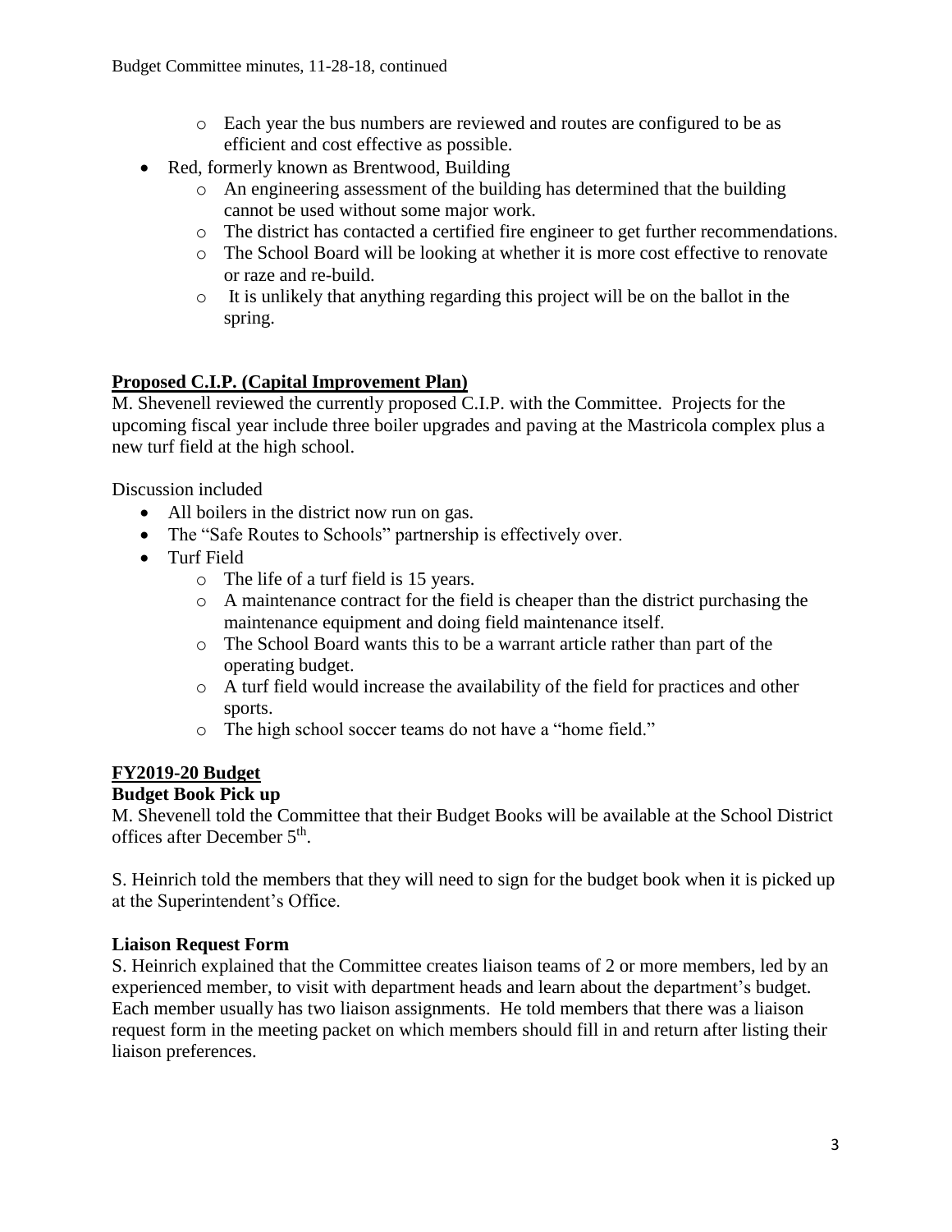- Each year the bus numbers are reviewed and routes are configured to be as efficient and cost effective as possible.
- Red, formerly known as Brentwood, Building
  - An engineering assessment of the building has determined that the building cannot be used without some major work.
  - The district has contacted a certified fire engineer to get further recommendations.
  - The School Board will be looking at whether it is more cost effective to renovate or raze and re-build.
  - It is unlikely that anything regarding this project will be on the ballot in the spring.

## Proposed C.I.P. (Capital Improvement Plan)

M. Shevenell reviewed the currently proposed C.I.P. with the Committee. Projects for the upcoming fiscal year include three boiler upgrades and paving at the Mastricola complex plus a new turf field at the high school.

Discussion included

- All boilers in the district now run on gas.
- The "Safe Routes to Schools" partnership is effectively over.
- Turf Field
  - The life of a turf field is 15 years.
  - A maintenance contract for the field is cheaper than the district purchasing the maintenance equipment and doing field maintenance itself.
  - The School Board wants this to be a warrant article rather than part of the operating budget.
  - A turf field would increase the availability of the field for practices and other sports.
  - The high school soccer teams do not have a "home field."

## FY2019-20 Budget

### Budget Book Pick up

M. Shevenell told the Committee that their Budget Books will be available at the School District offices after December 5th.

S. Heinrich told the members that they will need to sign for the budget book when it is picked up at the Superintendent's Office.

### Liaison Request Form

S. Heinrich explained that the Committee creates liaison teams of 2 or more members, led by an experienced member, to visit with department heads and learn about the department's budget. Each member usually has two liaison assignments. He told members that there was a liaison request form in the meeting packet on which members should fill in and return after listing their liaison preferences.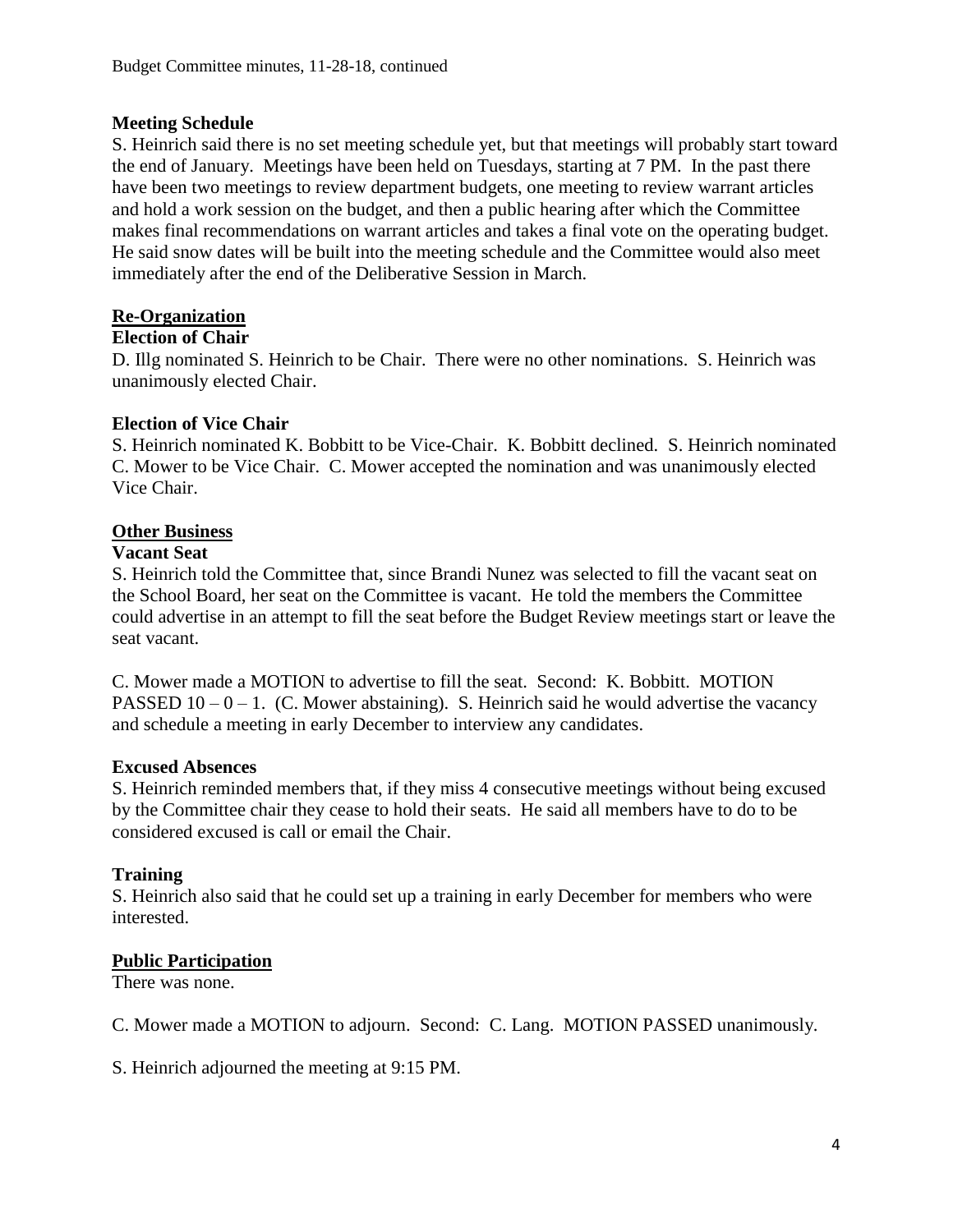### Meeting Schedule

S. Heinrich said there is no set meeting schedule yet, but that meetings will probably start toward the end of January. Meetings have been held on Tuesdays, starting at 7 PM. In the past there have been two meetings to review department budgets, one meeting to review warrant articles and hold a work session on the budget, and then a public hearing after which the Committee makes final recommendations on warrant articles and takes a final vote on the operating budget. He said snow dates will be built into the meeting schedule and the Committee would also meet immediately after the end of the Deliberative Session in March.

## Re-Organization

### Election of Chair

D. Illg nominated S. Heinrich to be Chair. There were no other nominations. S. Heinrich was unanimously elected Chair.

### Election of Vice Chair

S. Heinrich nominated K. Bobbitt to be Vice-Chair. K. Bobbitt declined. S. Heinrich nominated C. Mower to be Vice Chair. C. Mower accepted the nomination and was unanimously elected Vice Chair.

## Other Business

### Vacant Seat

S. Heinrich told the Committee that, since Brandi Nunez was selected to fill the vacant seat on the School Board, her seat on the Committee is vacant. He told the members the Committee could advertise in an attempt to fill the seat before the Budget Review meetings start or leave the seat vacant.

C. Mower made a MOTION to advertise to fill the seat. Second: K. Bobbitt. MOTION PASSED 10 – 0 – 1. (C. Mower abstaining). S. Heinrich said he would advertise the vacancy and schedule a meeting in early December to interview any candidates.

### Excused Absences

S. Heinrich reminded members that, if they miss 4 consecutive meetings without being excused by the Committee chair they cease to hold their seats. He said all members have to do to be considered excused is call or email the Chair.

### Training

S. Heinrich also said that he could set up a training in early December for members who were interested.

## Public Participation

There was none.

C. Mower made a MOTION to adjourn. Second: C. Lang. MOTION PASSED unanimously.

S. Heinrich adjourned the meeting at 9:15 PM.